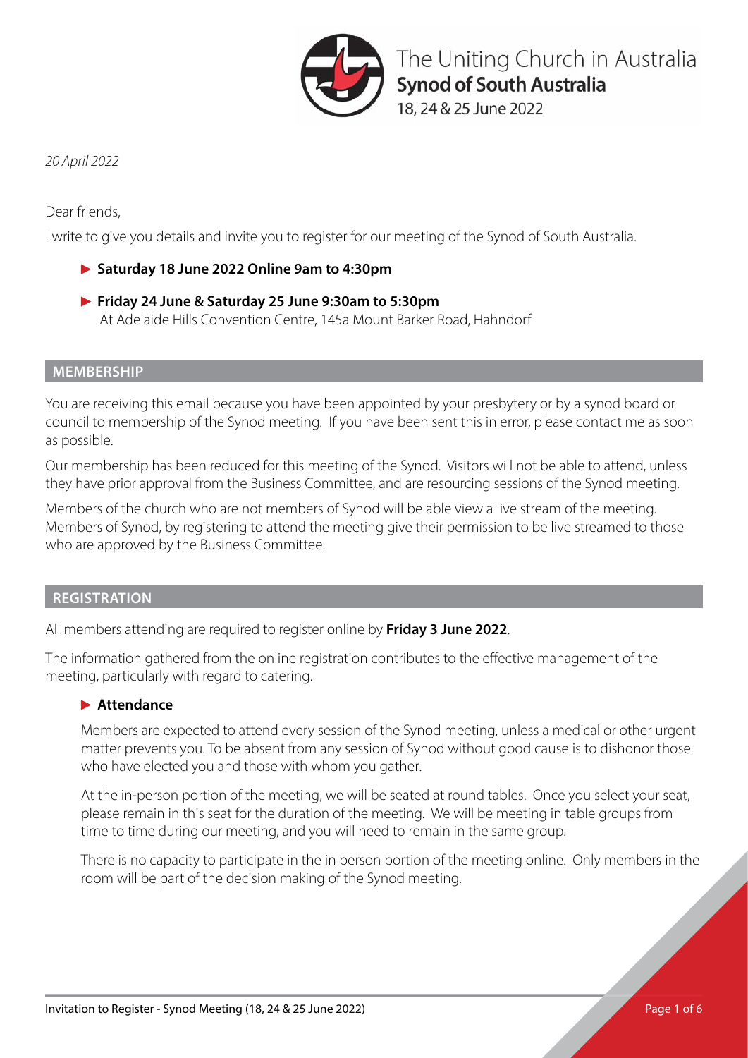The Uniting Church in Australia
**Synod of South Australia**
18, 24 & 25 June 2022

*20 April 2022*

Dear friends,

I write to give you details and invite you to register for our meeting of the Synod of South Australia.

- **Saturday 18 June 2022 Online 9am to 4:30pm**
- **Friday 24 June & Saturday 25 June 9:30am to 5:30pm**
  At Adelaide Hills Convention Centre, 145a Mount Barker Road, Hahndorf

## MEMBERSHIP

You are receiving this email because you have been appointed by your presbytery or by a synod board or council to membership of the Synod meeting. If you have been sent this in error, please contact me as soon as possible.

Our membership has been reduced for this meeting of the Synod. Visitors will not be able to attend, unless they have prior approval from the Business Committee, and are resourcing sessions of the Synod meeting.

Members of the church who are not members of Synod will be able view a live stream of the meeting. Members of Synod, by registering to attend the meeting give their permission to be live streamed to those who are approved by the Business Committee.

## REGISTRATION

All members attending are required to register online by **Friday 3 June 2022**.

The information gathered from the online registration contributes to the effective management of the meeting, particularly with regard to catering.

### Attendance

Members are expected to attend every session of the Synod meeting, unless a medical or other urgent matter prevents you. To be absent from any session of Synod without good cause is to dishonor those who have elected you and those with whom you gather.

At the in-person portion of the meeting, we will be seated at round tables. Once you select your seat, please remain in this seat for the duration of the meeting. We will be meeting in table groups from time to time during our meeting, and you will need to remain in the same group.

There is no capacity to participate in the in person portion of the meeting online. Only members in the room will be part of the decision making of the Synod meeting.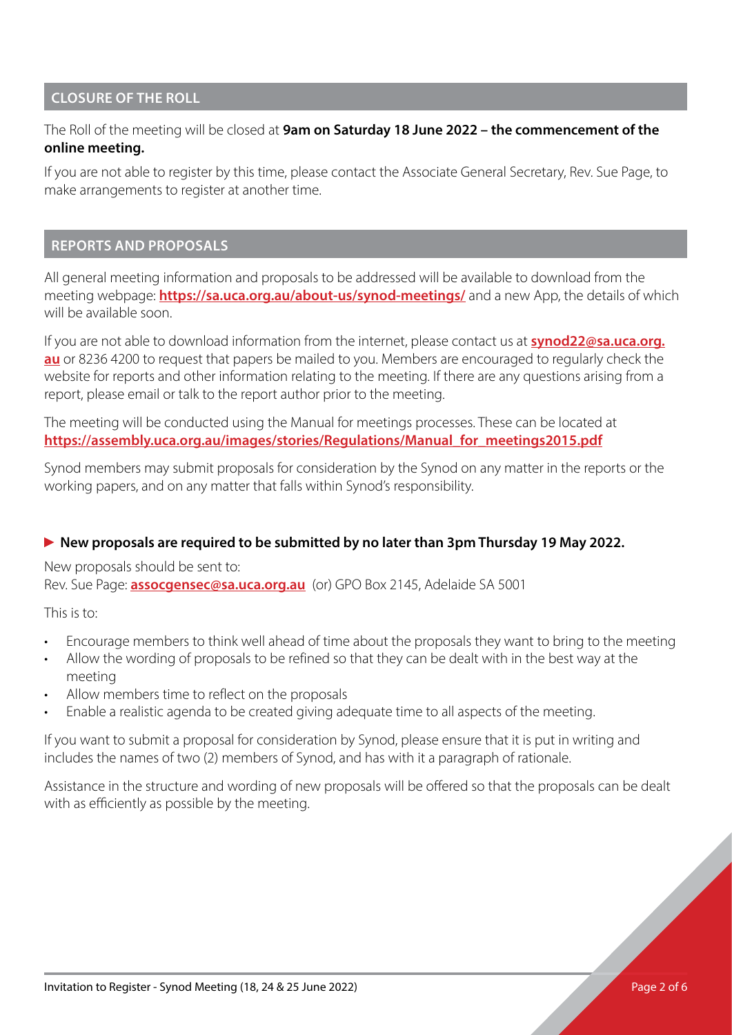## CLOSURE OF THE ROLL

The Roll of the meeting will be closed at **9am on Saturday 18 June 2022 – the commencement of the online meeting.**

If you are not able to register by this time, please contact the Associate General Secretary, Rev. Sue Page, to make arrangements to register at another time.

## REPORTS AND PROPOSALS

All general meeting information and proposals to be addressed will be available to download from the meeting webpage: **https://sa.uca.org.au/about-us/synod-meetings/** and a new App, the details of which will be available soon.

If you are not able to download information from the internet, please contact us at **synod22@sa.uca.org.au** or 8236 4200 to request that papers be mailed to you. Members are encouraged to regularly check the website for reports and other information relating to the meeting. If there are any questions arising from a report, please email or talk to the report author prior to the meeting.

The meeting will be conducted using the Manual for meetings processes. These can be located at **https://assembly.uca.org.au/images/stories/Regulations/Manual_for_meetings2015.pdf**

Synod members may submit proposals for consideration by the Synod on any matter in the reports or the working papers, and on any matter that falls within Synod's responsibility.

► **New proposals are required to be submitted by no later than 3pm Thursday 19 May 2022.**

New proposals should be sent to:
Rev. Sue Page: **assocgensec@sa.uca.org.au** (or) GPO Box 2145, Adelaide SA 5001

This is to:

- Encourage members to think well ahead of time about the proposals they want to bring to the meeting
- Allow the wording of proposals to be refined so that they can be dealt with in the best way at the meeting
- Allow members time to reflect on the proposals
- Enable a realistic agenda to be created giving adequate time to all aspects of the meeting.

If you want to submit a proposal for consideration by Synod, please ensure that it is put in writing and includes the names of two (2) members of Synod, and has with it a paragraph of rationale.

Assistance in the structure and wording of new proposals will be offered so that the proposals can be dealt with as efficiently as possible by the meeting.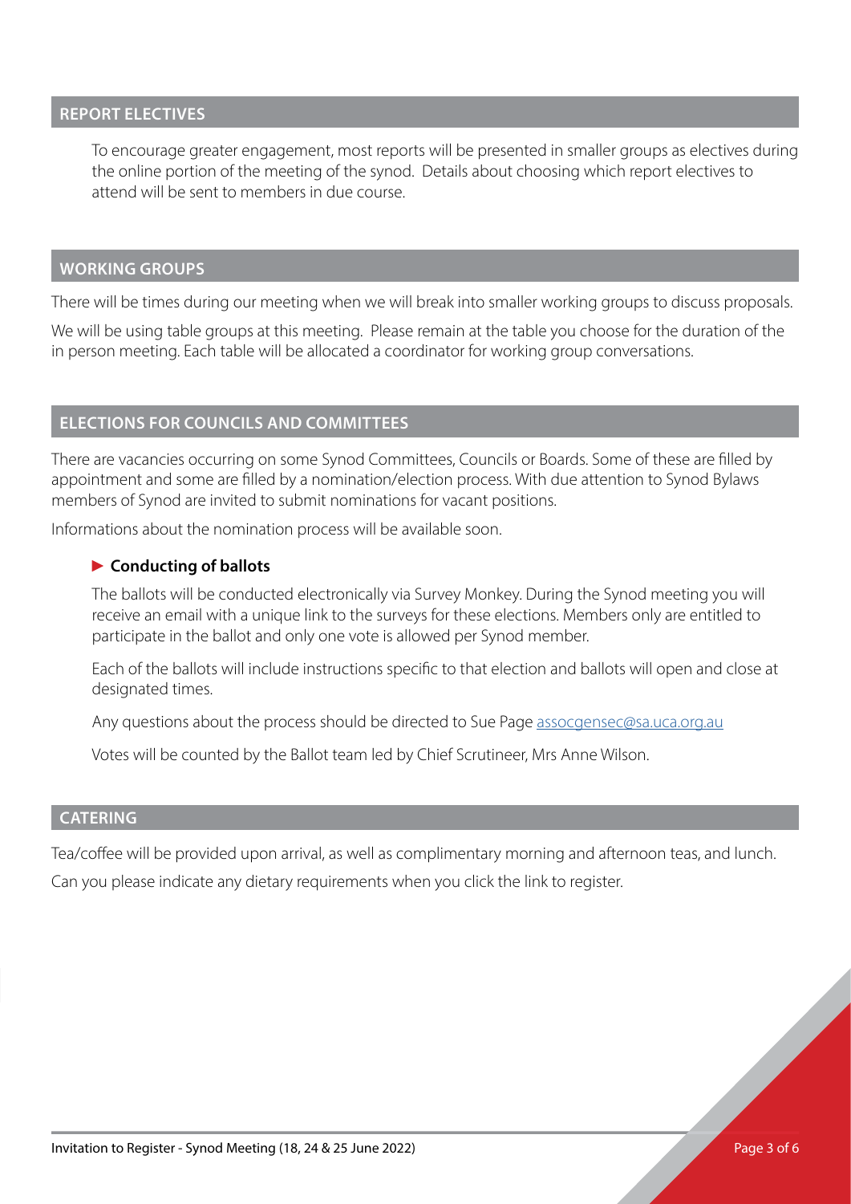## REPORT ELECTIVES

To encourage greater engagement, most reports will be presented in smaller groups as electives during the online portion of the meeting of the synod. Details about choosing which report electives to attend will be sent to members in due course.

## WORKING GROUPS

There will be times during our meeting when we will break into smaller working groups to discuss proposals.

We will be using table groups at this meeting. Please remain at the table you choose for the duration of the in person meeting. Each table will be allocated a coordinator for working group conversations.

## ELECTIONS FOR COUNCILS AND COMMITTEES

There are vacancies occurring on some Synod Committees, Councils or Boards. Some of these are filled by appointment and some are filled by a nomination/election process. With due attention to Synod Bylaws members of Synod are invited to submit nominations for vacant positions.

Informations about the nomination process will be available soon.

### Conducting of ballots

The ballots will be conducted electronically via Survey Monkey. During the Synod meeting you will receive an email with a unique link to the surveys for these elections. Members only are entitled to participate in the ballot and only one vote is allowed per Synod member.

Each of the ballots will include instructions specific to that election and ballots will open and close at designated times.

Any questions about the process should be directed to Sue Page assocgensec@sa.uca.org.au

Votes will be counted by the Ballot team led by Chief Scrutineer, Mrs Anne Wilson.

## CATERING

Tea/coffee will be provided upon arrival, as well as complimentary morning and afternoon teas, and lunch.

Can you please indicate any dietary requirements when you click the link to register.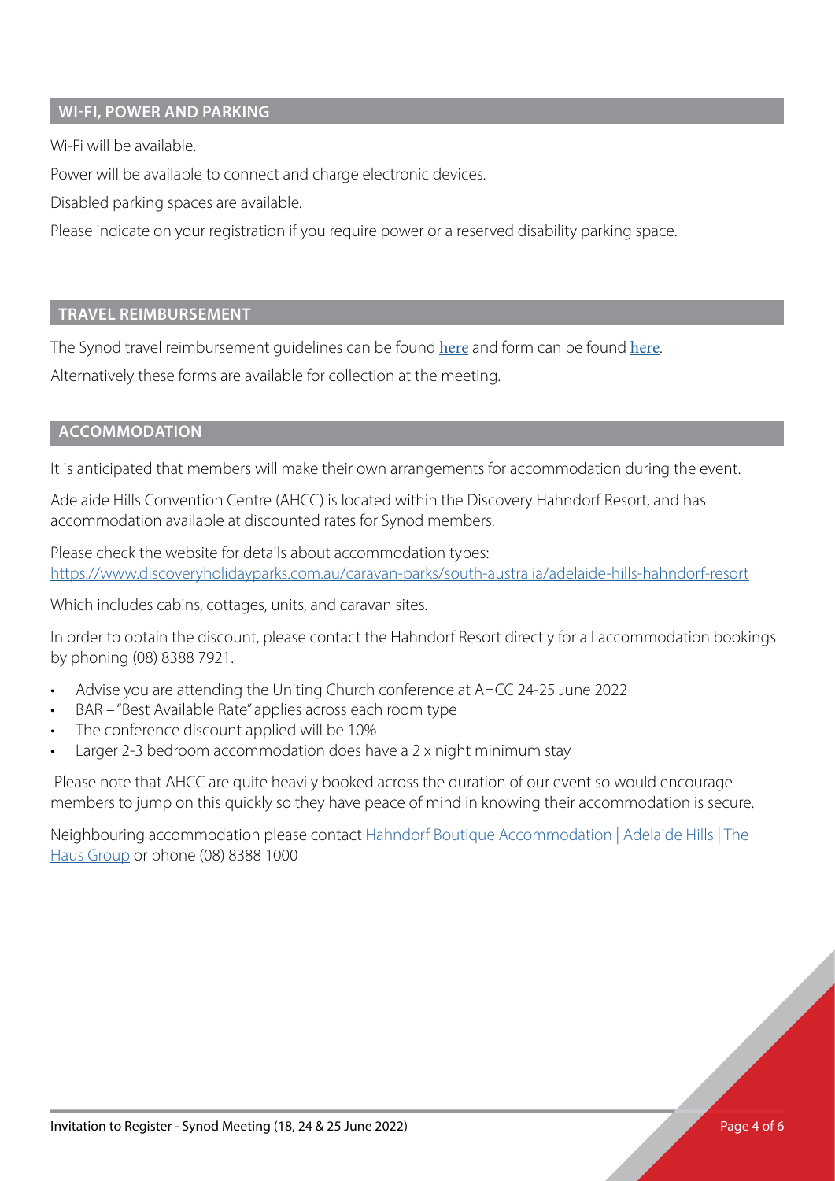## WI-FI, POWER AND PARKING

Wi-Fi will be available.

Power will be available to connect and charge electronic devices.

Disabled parking spaces are available.

Please indicate on your registration if you require power or a reserved disability parking space.

## TRAVEL REIMBURSEMENT

The Synod travel reimbursement guidelines can be found here and form can be found here.

Alternatively these forms are available for collection at the meeting.

## ACCOMMODATION

It is anticipated that members will make their own arrangements for accommodation during the event.

Adelaide Hills Convention Centre (AHCC) is located within the Discovery Hahndorf Resort, and has accommodation available at discounted rates for Synod members.

Please check the website for details about accommodation types:
https://www.discoveryholidayparks.com.au/caravan-parks/south-australia/adelaide-hills-hahndorf-resort

Which includes cabins, cottages, units, and caravan sites.

In order to obtain the discount, please contact the Hahndorf Resort directly for all accommodation bookings by phoning (08) 8388 7921.

- Advise you are attending the Uniting Church conference at AHCC 24-25 June 2022
- BAR – "Best Available Rate" applies across each room type
- The conference discount applied will be 10%
- Larger 2-3 bedroom accommodation does have a 2 x night minimum stay

Please note that AHCC are quite heavily booked across the duration of our event so would encourage members to jump on this quickly so they have peace of mind in knowing their accommodation is secure.

Neighbouring accommodation please contact Hahndorf Boutique Accommodation | Adelaide Hills | The Haus Group or phone (08) 8388 1000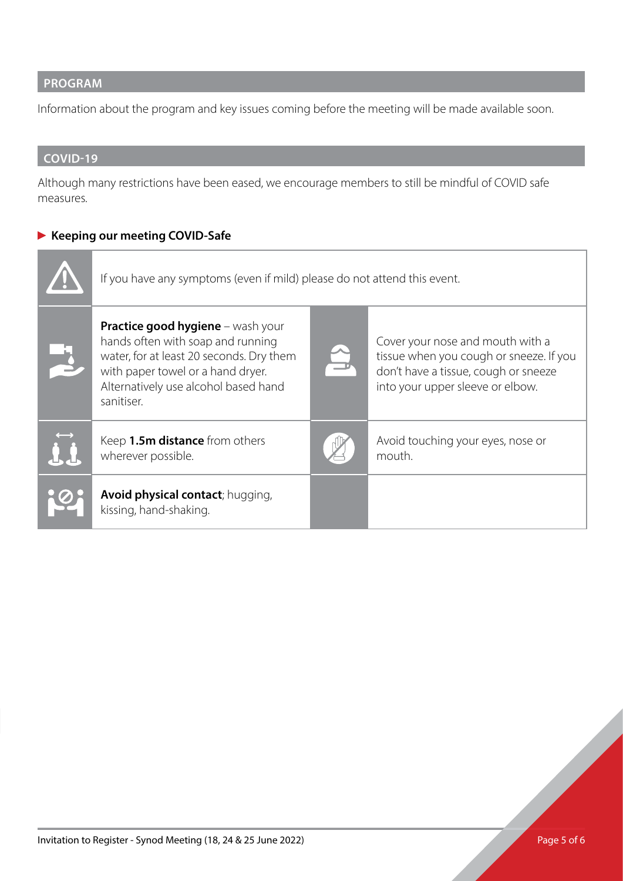## PROGRAM

Information about the program and key issues coming before the meeting will be made available soon.

## COVID-19

Although many restrictions have been eased, we encourage members to still be mindful of COVID safe measures.

### Keeping our meeting COVID-Safe

If you have any symptoms (even if mild) please do not attend this event.

**Practice good hygiene** – wash your hands often with soap and running water, for at least 20 seconds. Dry them with paper towel or a hand dryer. Alternatively use alcohol based hand sanitiser.

Cover your nose and mouth with a tissue when you cough or sneeze. If you don't have a tissue, cough or sneeze into your upper sleeve or elbow.

Keep **1.5m distance** from others wherever possible.

Avoid touching your eyes, nose or mouth.

**Avoid physical contact**; hugging, kissing, hand-shaking.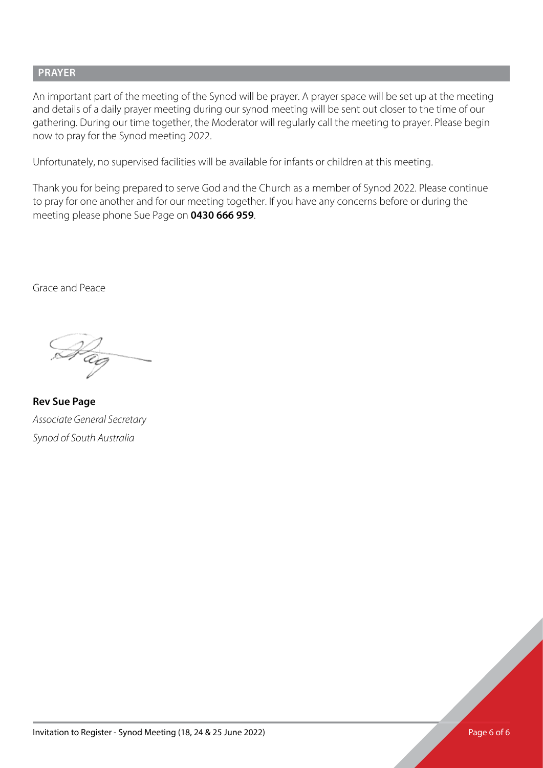## PRAYER

An important part of the meeting of the Synod will be prayer. A prayer space will be set up at the meeting and details of a daily prayer meeting during our synod meeting will be sent out closer to the time of our gathering. During our time together, the Moderator will regularly call the meeting to prayer. Please begin now to pray for the Synod meeting 2022.

Unfortunately, no supervised facilities will be available for infants or children at this meeting.

Thank you for being prepared to serve God and the Church as a member of Synod 2022. Please continue to pray for one another and for our meeting together. If you have any concerns before or during the meeting please phone Sue Page on **0430 666 959**.

Grace and Peace

**Rev Sue Page**
*Associate General Secretary*
*Synod of South Australia*